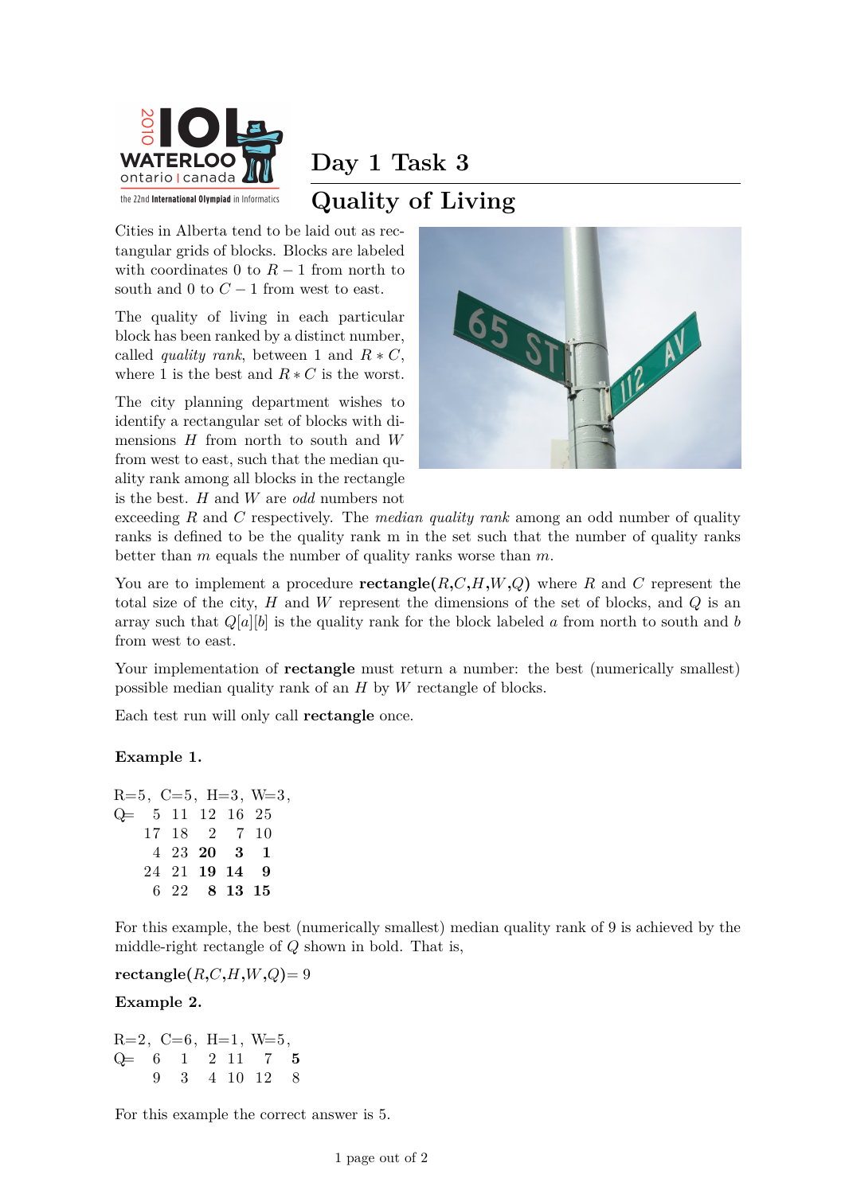# Day 1 Task 3

## Quality of Living

Cities in Alberta tend to be laid out as rectangular grids of blocks. Blocks are labeled with coordinates 0 to $R-1$ from north to south and 0 to $C-1$ from west to east.

The quality of living in each particular block has been ranked by a distinct number, called *quality rank*, between 1 and $R*C$, where 1 is the best and $R*C$ is the worst.

The city planning department wishes to identify a rectangular set of blocks with dimensions $H$ from north to south and $W$ from west to east, such that the median quality rank among all blocks in the rectangle is the best. $H$ and $W$ are *odd* numbers not exceeding $R$ and $C$ respectively. The *median quality rank* among an odd number of quality ranks is defined to be the quality rank m in the set such that the number of quality ranks better than $m$ equals the number of quality ranks worse than $m$.

You are to implement a procedure **rectangle**($R$,$C$,$H$,$W$,$Q$) where $R$ and $C$ represent the total size of the city, $H$ and $W$ represent the dimensions of the set of blocks, and $Q$ is an array such that $Q[a][b]$ is the quality rank for the block labeled $a$ from north to south and $b$ from west to east.

Your implementation of **rectangle** must return a number: the best (numerically smallest) possible median quality rank of an $H$ by $W$ rectangle of blocks.

Each test run will only call **rectangle** once.

**Example 1.**

```
R=5, C=5, H=3, W=3,
Q=  5  11  12  16  25
   17  18   2   7  10
    4  23  20   3   1
   24  21  19  14   9
    6  22   8  13  15
```

For this example, the best (numerically smallest) median quality rank of 9 is achieved by the middle-right rectangle of $Q$ shown in bold. That is,

**rectangle**($R$,$C$,$H$,$W$,$Q$)= 9

**Example 2.**

```
R=2, C=6, H=1, W=5,
Q=  6  1  2  11   7  5
    9  3  4  10  12  8
```

For this example the correct answer is 5.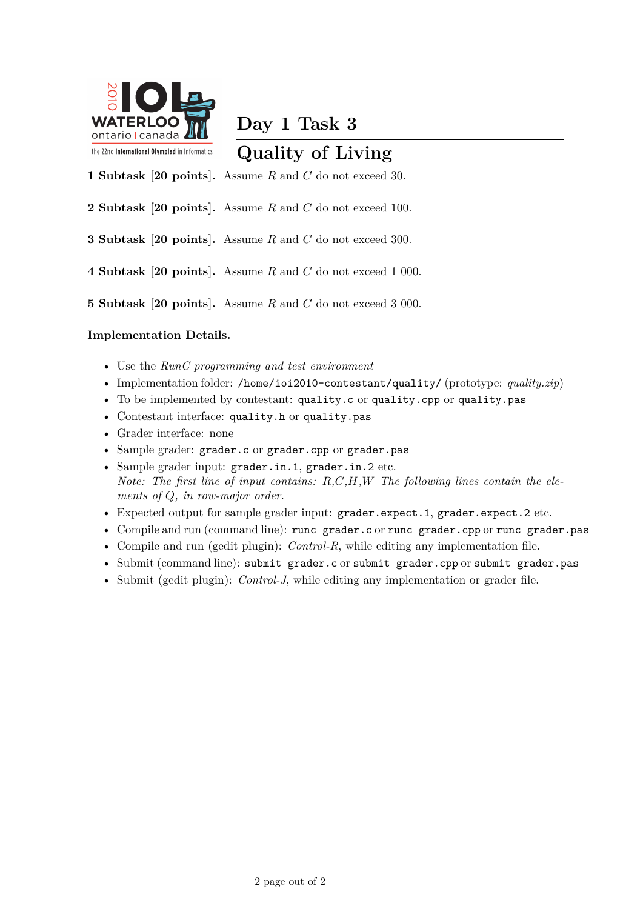# Day 1 Task 3

## Quality of Living

**1 Subtask [20 points].** Assume $R$ and $C$ do not exceed 30.

**2 Subtask [20 points].** Assume $R$ and $C$ do not exceed 100.

**3 Subtask [20 points].** Assume $R$ and $C$ do not exceed 300.

**4 Subtask [20 points].** Assume $R$ and $C$ do not exceed 1 000.

**5 Subtask [20 points].** Assume $R$ and $C$ do not exceed 3 000.

**Implementation Details.**

- Use the *RunC programming and test environment*
- Implementation folder: `/home/ioi2010-contestant/quality/` (prototype: *quality.zip*)
- To be implemented by contestant: `quality.c` or `quality.cpp` or `quality.pas`
- Contestant interface: `quality.h` or `quality.pas`
- Grader interface: none
- Sample grader: `grader.c` or `grader.cpp` or `grader.pas`
- Sample grader input: `grader.in.1`, `grader.in.2` etc.
  *Note: The first line of input contains: $R$,$C$,$H$,$W$ The following lines contain the elements of $Q$, in row-major order.*
- Expected output for sample grader input: `grader.expect.1`, `grader.expect.2` etc.
- Compile and run (command line): `runc grader.c` or `runc grader.cpp` or `runc grader.pas`
- Compile and run (gedit plugin): *Control-R*, while editing any implementation file.
- Submit (command line): `submit grader.c` or `submit grader.cpp` or `submit grader.pas`
- Submit (gedit plugin): *Control-J*, while editing any implementation or grader file.